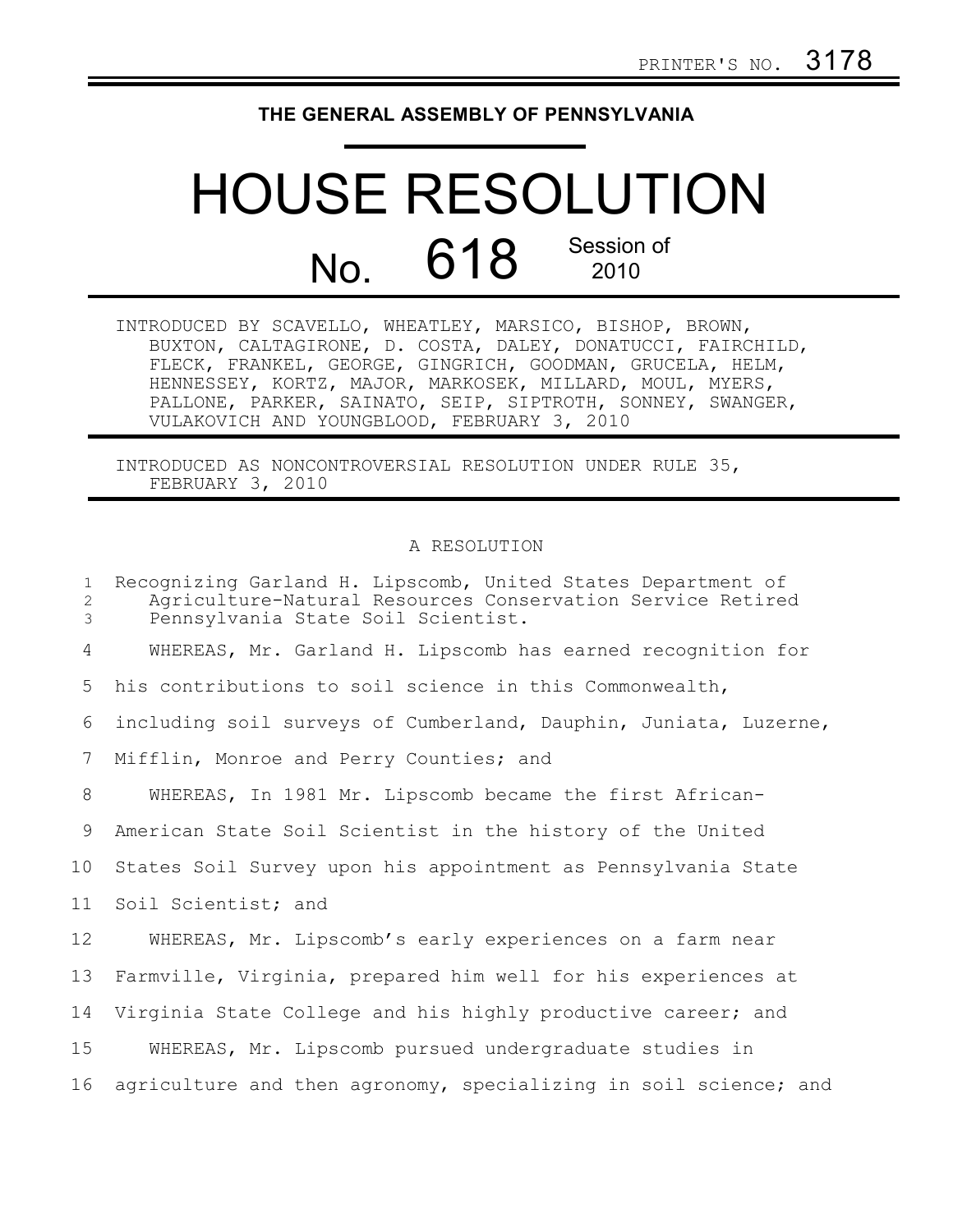PRINTER'S NO. 3178

THE GENERAL ASSEMBLY OF PENNSYLVANIA

# HOUSE RESOLUTION

## No. 618 Session of 2010

INTRODUCED BY SCAVELLO, WHEATLEY, MARSICO, BISHOP, BROWN, BUXTON, CALTAGIRONE, D. COSTA, DALEY, DONATUCCI, FAIRCHILD, FLECK, FRANKEL, GEORGE, GINGRICH, GOODMAN, GRUCELA, HELM, HENNESSEY, KORTZ, MAJOR, MARKOSEK, MILLARD, MOUL, MYERS, PALLONE, PARKER, SAINATO, SEIP, SIPTROTH, SONNEY, SWANGER, VULAKOVICH AND YOUNGBLOOD, FEBRUARY 3, 2010

INTRODUCED AS NONCONTROVERSIAL RESOLUTION UNDER RULE 35, FEBRUARY 3, 2010

A RESOLUTION

Recognizing Garland H. Lipscomb, United States Department of Agriculture-Natural Resources Conservation Service Retired Pennsylvania State Soil Scientist.

WHEREAS, Mr. Garland H. Lipscomb has earned recognition for his contributions to soil science in this Commonwealth, including soil surveys of Cumberland, Dauphin, Juniata, Luzerne, Mifflin, Monroe and Perry Counties; and

WHEREAS, In 1981 Mr. Lipscomb became the first African-American State Soil Scientist in the history of the United States Soil Survey upon his appointment as Pennsylvania State Soil Scientist; and

WHEREAS, Mr. Lipscomb's early experiences on a farm near Farmville, Virginia, prepared him well for his experiences at Virginia State College and his highly productive career; and

WHEREAS, Mr. Lipscomb pursued undergraduate studies in agriculture and then agronomy, specializing in soil science; and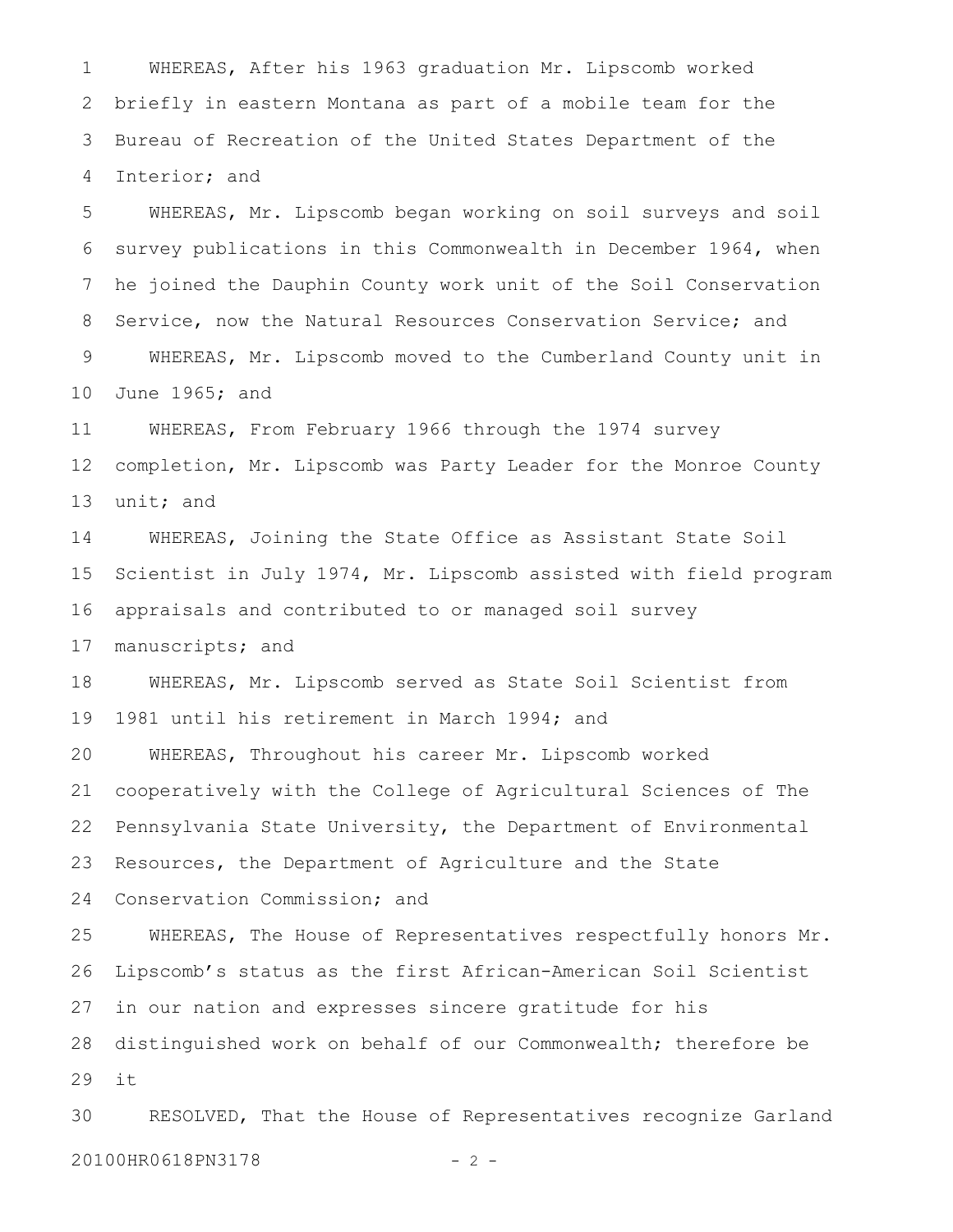WHEREAS, After his 1963 graduation Mr. Lipscomb worked briefly in eastern Montana as part of a mobile team for the Bureau of Recreation of the United States Department of the Interior; and

WHEREAS, Mr. Lipscomb began working on soil surveys and soil survey publications in this Commonwealth in December 1964, when he joined the Dauphin County work unit of the Soil Conservation Service, now the Natural Resources Conservation Service; and

WHEREAS, Mr. Lipscomb moved to the Cumberland County unit in June 1965; and

WHEREAS, From February 1966 through the 1974 survey completion, Mr. Lipscomb was Party Leader for the Monroe County unit; and

WHEREAS, Joining the State Office as Assistant State Soil Scientist in July 1974, Mr. Lipscomb assisted with field program appraisals and contributed to or managed soil survey manuscripts; and

WHEREAS, Mr. Lipscomb served as State Soil Scientist from 1981 until his retirement in March 1994; and

WHEREAS, Throughout his career Mr. Lipscomb worked cooperatively with the College of Agricultural Sciences of The Pennsylvania State University, the Department of Environmental Resources, the Department of Agriculture and the State Conservation Commission; and

WHEREAS, The House of Representatives respectfully honors Mr. Lipscomb's status as the first African-American Soil Scientist in our nation and expresses sincere gratitude for his distinguished work on behalf of our Commonwealth; therefore be it

RESOLVED, That the House of Representatives recognize Garland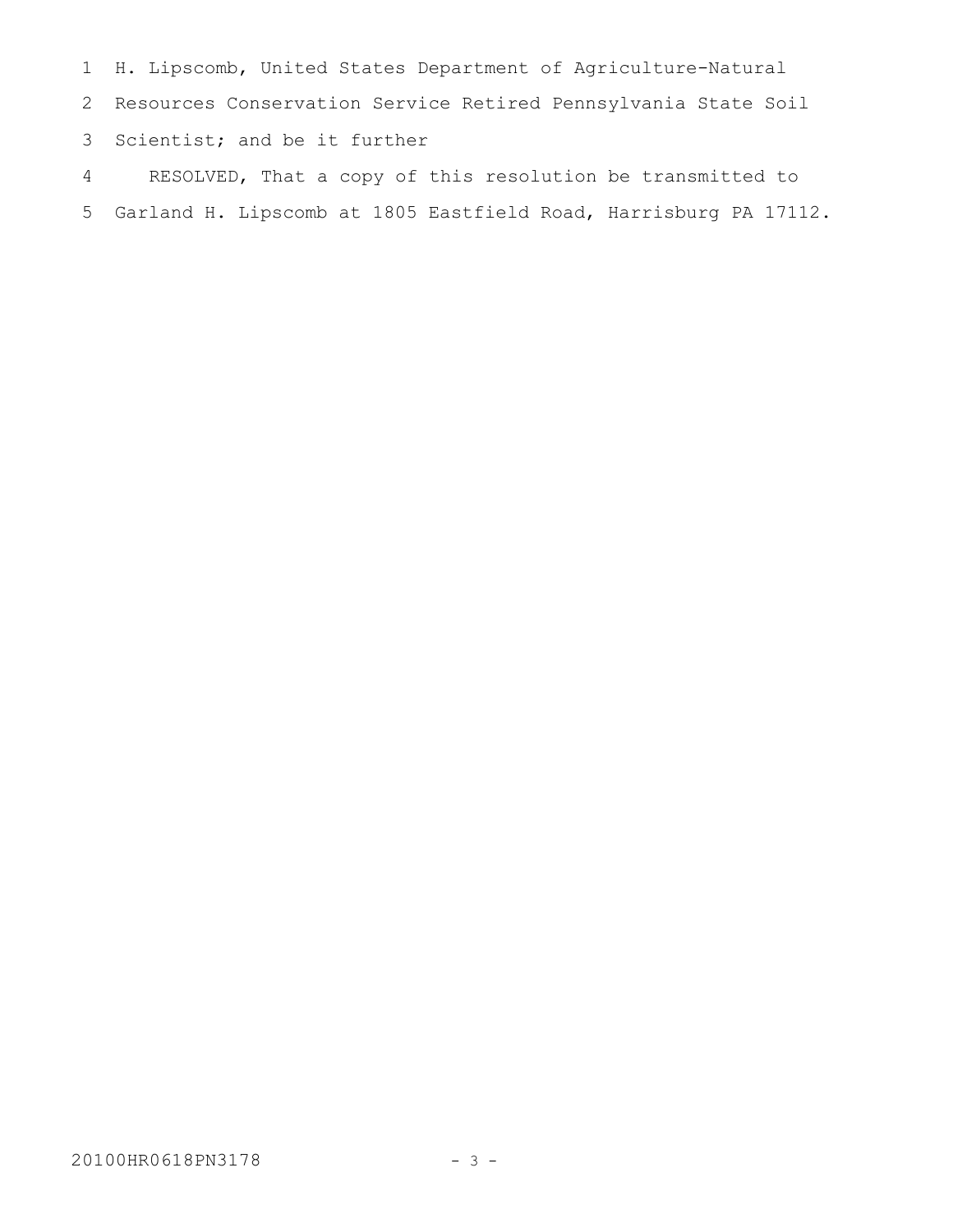H. Lipscomb, United States Department of Agriculture-Natural Resources Conservation Service Retired Pennsylvania State Soil Scientist; and be it further

RESOLVED, That a copy of this resolution be transmitted to Garland H. Lipscomb at 1805 Eastfield Road, Harrisburg PA 17112.